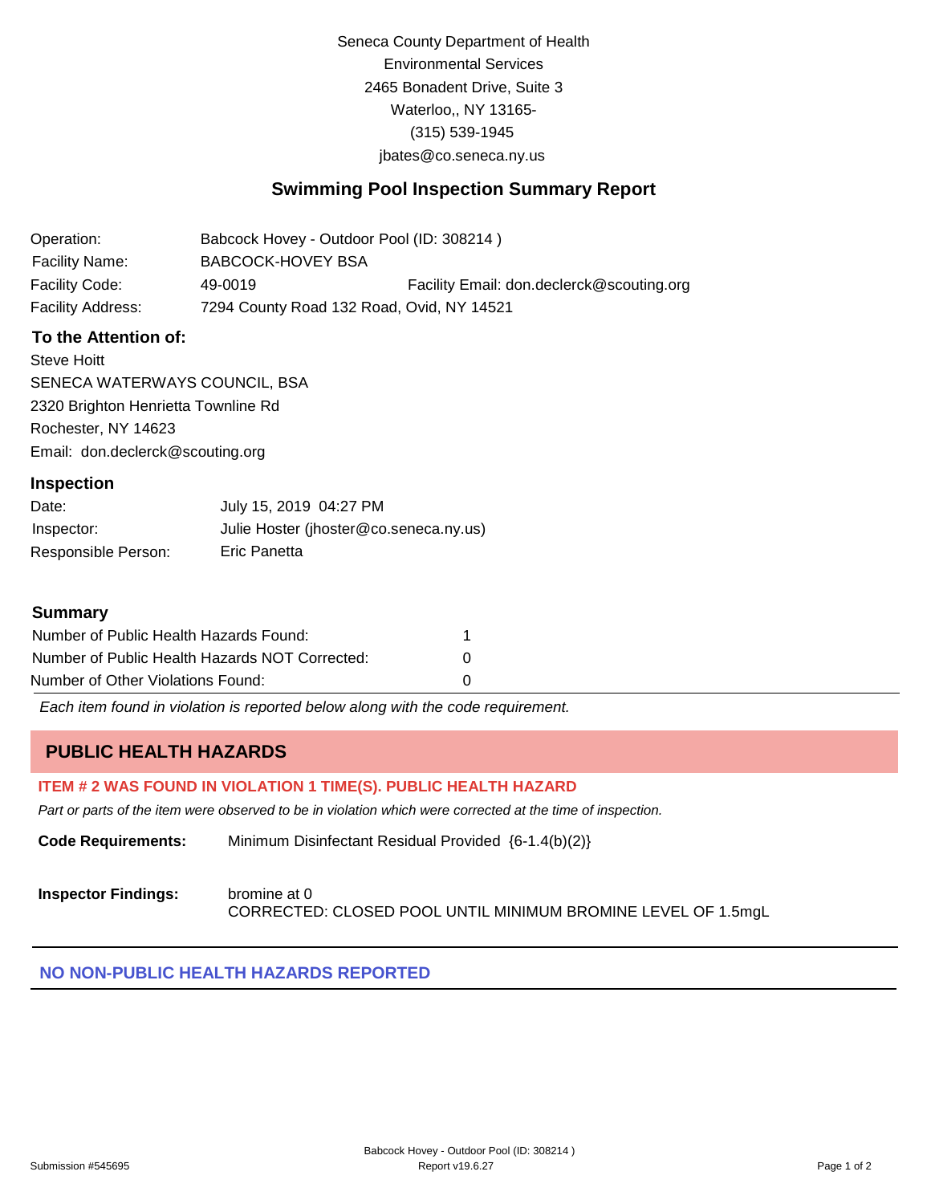Seneca County Department of Health
Environmental Services
2465 Bonadent Drive, Suite 3
Waterloo,, NY 13165-
(315) 539-1945
jbates@co.seneca.ny.us

## Swimming Pool Inspection Summary Report

| | | |
|---|---|---|
| Operation: | Babcock Hovey - Outdoor Pool (ID: 308214 ) | |
| Facility Name: | BABCOCK-HOVEY BSA | |
| Facility Code: | 49-0019 | Facility Email: don.declerck@scouting.org |
| Facility Address: | 7294 County Road 132 Road, Ovid, NY 14521 | |

### To the Attention of:

Steve Hoitt
SENECA WATERWAYS COUNCIL, BSA
2320 Brighton Henrietta Townline Rd
Rochester, NY 14623
Email: don.declerck@scouting.org

### Inspection

| | |
|---|---|
| Date: | July 15, 2019 04:27 PM |
| Inspector: | Julie Hoster (jhoster@co.seneca.ny.us) |
| Responsible Person: | Eric Panetta |

### Summary

| | |
|---|---|
| Number of Public Health Hazards Found: | 1 |
| Number of Public Health Hazards NOT Corrected: | 0 |
| Number of Other Violations Found: | 0 |

*Each item found in violation is reported below along with the code requirement.*

## PUBLIC HEALTH HAZARDS

**ITEM # 2 WAS FOUND IN VIOLATION 1 TIME(S). PUBLIC HEALTH HAZARD**

*Part or parts of the item were observed to be in violation which were corrected at the time of inspection.*

**Code Requirements:** Minimum Disinfectant Residual Provided {6-1.4(b)(2)}

**Inspector Findings:** bromine at 0
CORRECTED: CLOSED POOL UNTIL MINIMUM BROMINE LEVEL OF 1.5mgL

**NO NON-PUBLIC HEALTH HAZARDS REPORTED**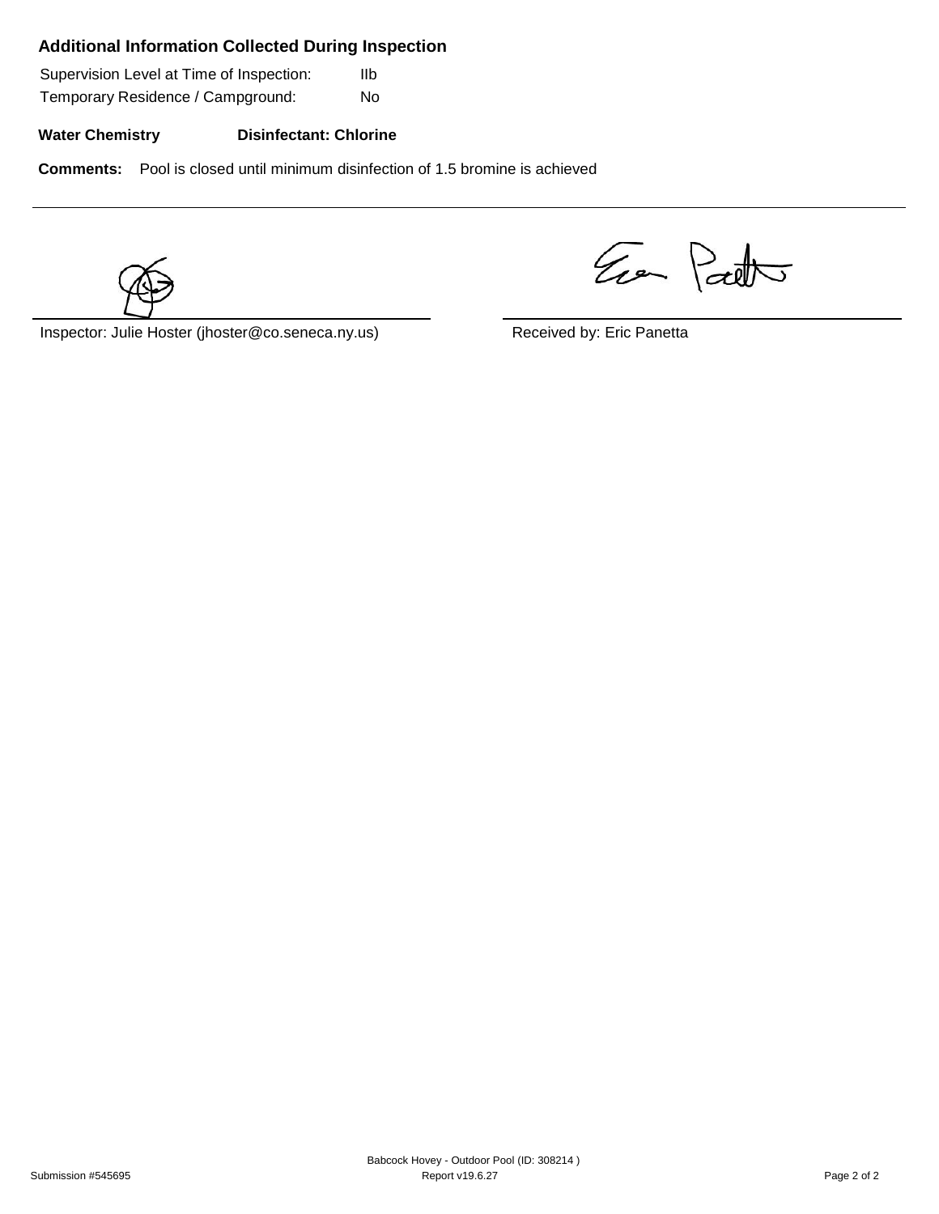## Additional Information Collected During Inspection

| | |
|---|---|
| Supervision Level at Time of Inspection: | IIb |
| Temporary Residence / Campground: | No |

**Water Chemistry** **Disinfectant: Chlorine**

**Comments:** Pool is closed until minimum disinfection of 1.5 bromine is achieved

---

Inspector: Julie Hoster (jhoster@co.seneca.ny.us)

Received by: Eric Panetta

Submission #545695

Babcock Hovey - Outdoor Pool (ID: 308214 )
Report v19.6.27